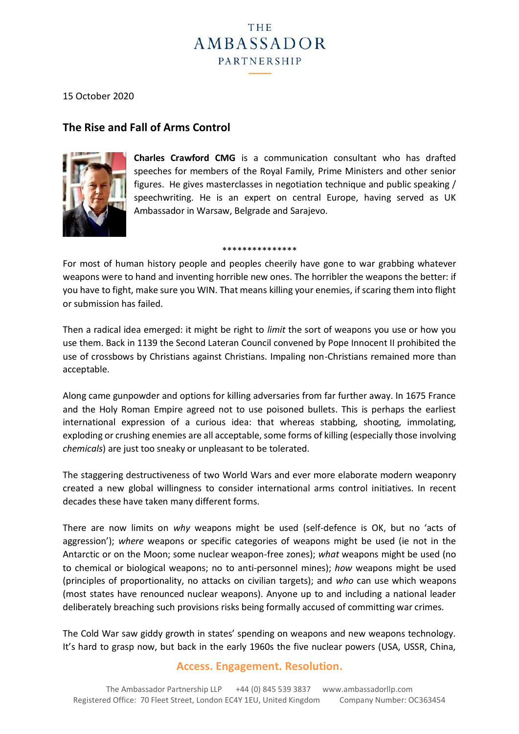THE AMBASSADOR PARTNERSHIP

15 October 2020

## The Rise and Fall of Arms Control

**Charles Crawford CMG** is a communication consultant who has drafted speeches for members of the Royal Family, Prime Ministers and other senior figures. He gives masterclasses in negotiation technique and public speaking / speechwriting. He is an expert on central Europe, having served as UK Ambassador in Warsaw, Belgrade and Sarajevo.

***************

For most of human history people and peoples cheerily have gone to war grabbing whatever weapons were to hand and inventing horrible new ones. The horribler the weapons the better: if you have to fight, make sure you WIN. That means killing your enemies, if scaring them into flight or submission has failed.

Then a radical idea emerged: it might be right to *limit* the sort of weapons you use or how you use them. Back in 1139 the Second Lateran Council convened by Pope Innocent II prohibited the use of crossbows by Christians against Christians. Impaling non-Christians remained more than acceptable.

Along came gunpowder and options for killing adversaries from far further away. In 1675 France and the Holy Roman Empire agreed not to use poisoned bullets. This is perhaps the earliest international expression of a curious idea: that whereas stabbing, shooting, immolating, exploding or crushing enemies are all acceptable, some forms of killing (especially those involving *chemicals*) are just too sneaky or unpleasant to be tolerated.

The staggering destructiveness of two World Wars and ever more elaborate modern weaponry created a new global willingness to consider international arms control initiatives. In recent decades these have taken many different forms.

There are now limits on *why* weapons might be used (self-defence is OK, but no 'acts of aggression'); *where* weapons or specific categories of weapons might be used (ie not in the Antarctic or on the Moon; some nuclear weapon-free zones); *what* weapons might be used (no to chemical or biological weapons; no to anti-personnel mines); *how* weapons might be used (principles of proportionality, no attacks on civilian targets); and *who* can use which weapons (most states have renounced nuclear weapons). Anyone up to and including a national leader deliberately breaching such provisions risks being formally accused of committing war crimes.

The Cold War saw giddy growth in states' spending on weapons and new weapons technology. It's hard to grasp now, but back in the early 1960s the five nuclear powers (USA, USSR, China,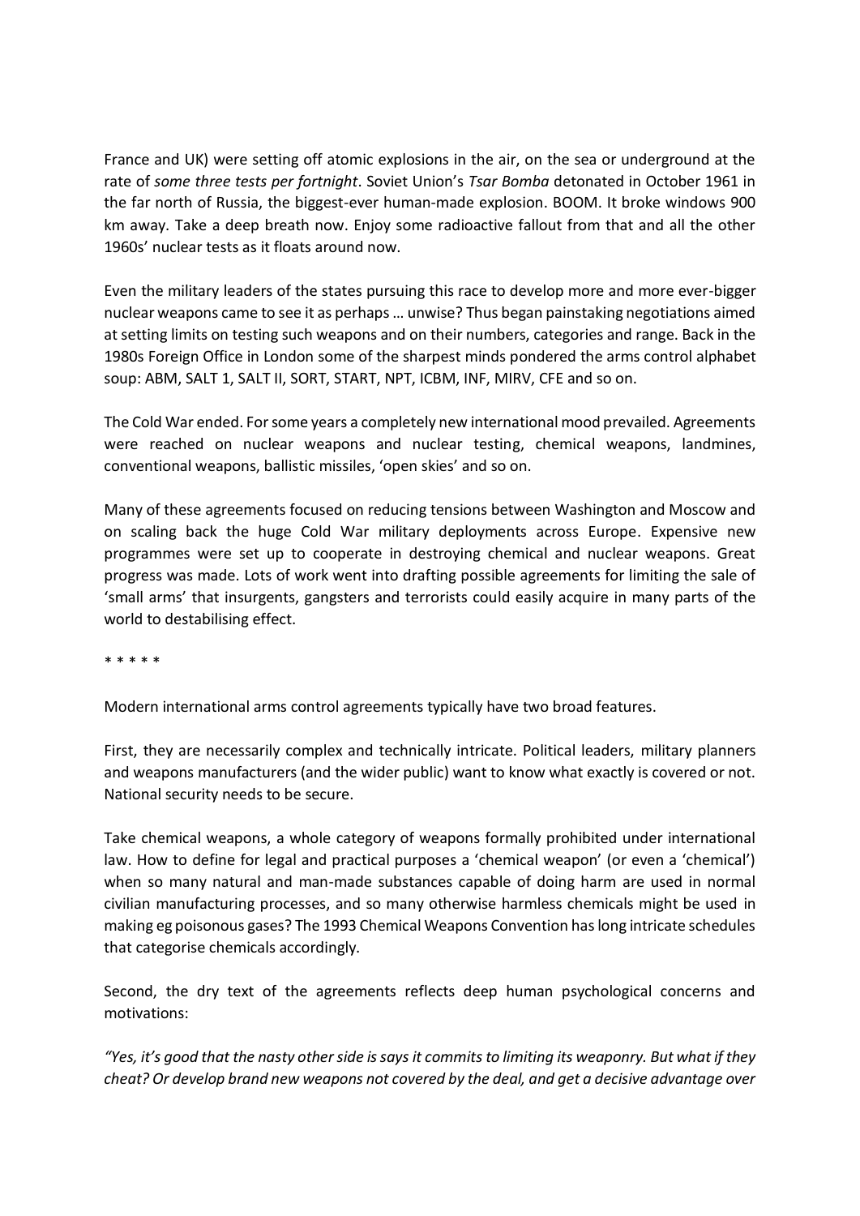France and UK) were setting off atomic explosions in the air, on the sea or underground at the rate of *some three tests per fortnight*. Soviet Union's *Tsar Bomba* detonated in October 1961 in the far north of Russia, the biggest-ever human-made explosion. BOOM. It broke windows 900 km away. Take a deep breath now. Enjoy some radioactive fallout from that and all the other 1960s' nuclear tests as it floats around now.

Even the military leaders of the states pursuing this race to develop more and more ever-bigger nuclear weapons came to see it as perhaps … unwise? Thus began painstaking negotiations aimed at setting limits on testing such weapons and on their numbers, categories and range. Back in the 1980s Foreign Office in London some of the sharpest minds pondered the arms control alphabet soup: ABM, SALT 1, SALT II, SORT, START, NPT, ICBM, INF, MIRV, CFE and so on.

The Cold War ended. For some years a completely new international mood prevailed. Agreements were reached on nuclear weapons and nuclear testing, chemical weapons, landmines, conventional weapons, ballistic missiles, 'open skies' and so on.

Many of these agreements focused on reducing tensions between Washington and Moscow and on scaling back the huge Cold War military deployments across Europe. Expensive new programmes were set up to cooperate in destroying chemical and nuclear weapons. Great progress was made. Lots of work went into drafting possible agreements for limiting the sale of 'small arms' that insurgents, gangsters and terrorists could easily acquire in many parts of the world to destabilising effect.

\* \* \* \* \*

Modern international arms control agreements typically have two broad features.

First, they are necessarily complex and technically intricate. Political leaders, military planners and weapons manufacturers (and the wider public) want to know what exactly is covered or not. National security needs to be secure.

Take chemical weapons, a whole category of weapons formally prohibited under international law. How to define for legal and practical purposes a 'chemical weapon' (or even a 'chemical') when so many natural and man-made substances capable of doing harm are used in normal civilian manufacturing processes, and so many otherwise harmless chemicals might be used in making eg poisonous gases? The 1993 Chemical Weapons Convention has long intricate schedules that categorise chemicals accordingly.

Second, the dry text of the agreements reflects deep human psychological concerns and motivations:

*"Yes, it's good that the nasty other side is says it commits to limiting its weaponry. But what if they cheat? Or develop brand new weapons not covered by the deal, and get a decisive advantage over*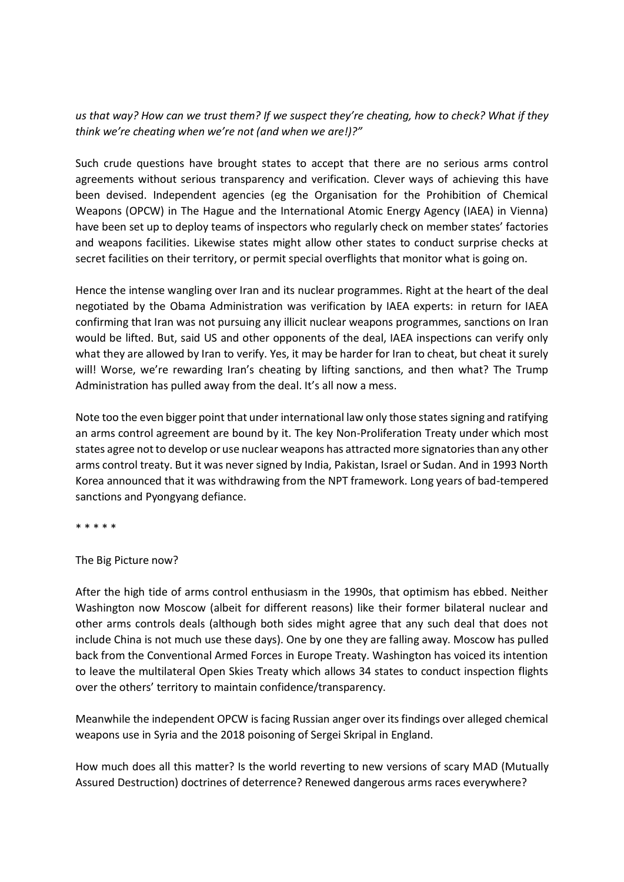*us that way? How can we trust them? If we suspect they're cheating, how to check? What if they think we're cheating when we're not (and when we are!)?"*

Such crude questions have brought states to accept that there are no serious arms control agreements without serious transparency and verification. Clever ways of achieving this have been devised. Independent agencies (eg the Organisation for the Prohibition of Chemical Weapons (OPCW) in The Hague and the International Atomic Energy Agency (IAEA) in Vienna) have been set up to deploy teams of inspectors who regularly check on member states' factories and weapons facilities. Likewise states might allow other states to conduct surprise checks at secret facilities on their territory, or permit special overflights that monitor what is going on.

Hence the intense wangling over Iran and its nuclear programmes. Right at the heart of the deal negotiated by the Obama Administration was verification by IAEA experts: in return for IAEA confirming that Iran was not pursuing any illicit nuclear weapons programmes, sanctions on Iran would be lifted. But, said US and other opponents of the deal, IAEA inspections can verify only what they are allowed by Iran to verify. Yes, it may be harder for Iran to cheat, but cheat it surely will! Worse, we're rewarding Iran's cheating by lifting sanctions, and then what? The Trump Administration has pulled away from the deal. It's all now a mess.

Note too the even bigger point that under international law only those states signing and ratifying an arms control agreement are bound by it. The key Non-Proliferation Treaty under which most states agree not to develop or use nuclear weapons has attracted more signatories than any other arms control treaty. But it was never signed by India, Pakistan, Israel or Sudan. And in 1993 North Korea announced that it was withdrawing from the NPT framework. Long years of bad-tempered sanctions and Pyongyang defiance.

* * * * *

The Big Picture now?

After the high tide of arms control enthusiasm in the 1990s, that optimism has ebbed. Neither Washington now Moscow (albeit for different reasons) like their former bilateral nuclear and other arms controls deals (although both sides might agree that any such deal that does not include China is not much use these days). One by one they are falling away. Moscow has pulled back from the Conventional Armed Forces in Europe Treaty. Washington has voiced its intention to leave the multilateral Open Skies Treaty which allows 34 states to conduct inspection flights over the others' territory to maintain confidence/transparency.

Meanwhile the independent OPCW is facing Russian anger over its findings over alleged chemical weapons use in Syria and the 2018 poisoning of Sergei Skripal in England.

How much does all this matter? Is the world reverting to new versions of scary MAD (Mutually Assured Destruction) doctrines of deterrence? Renewed dangerous arms races everywhere?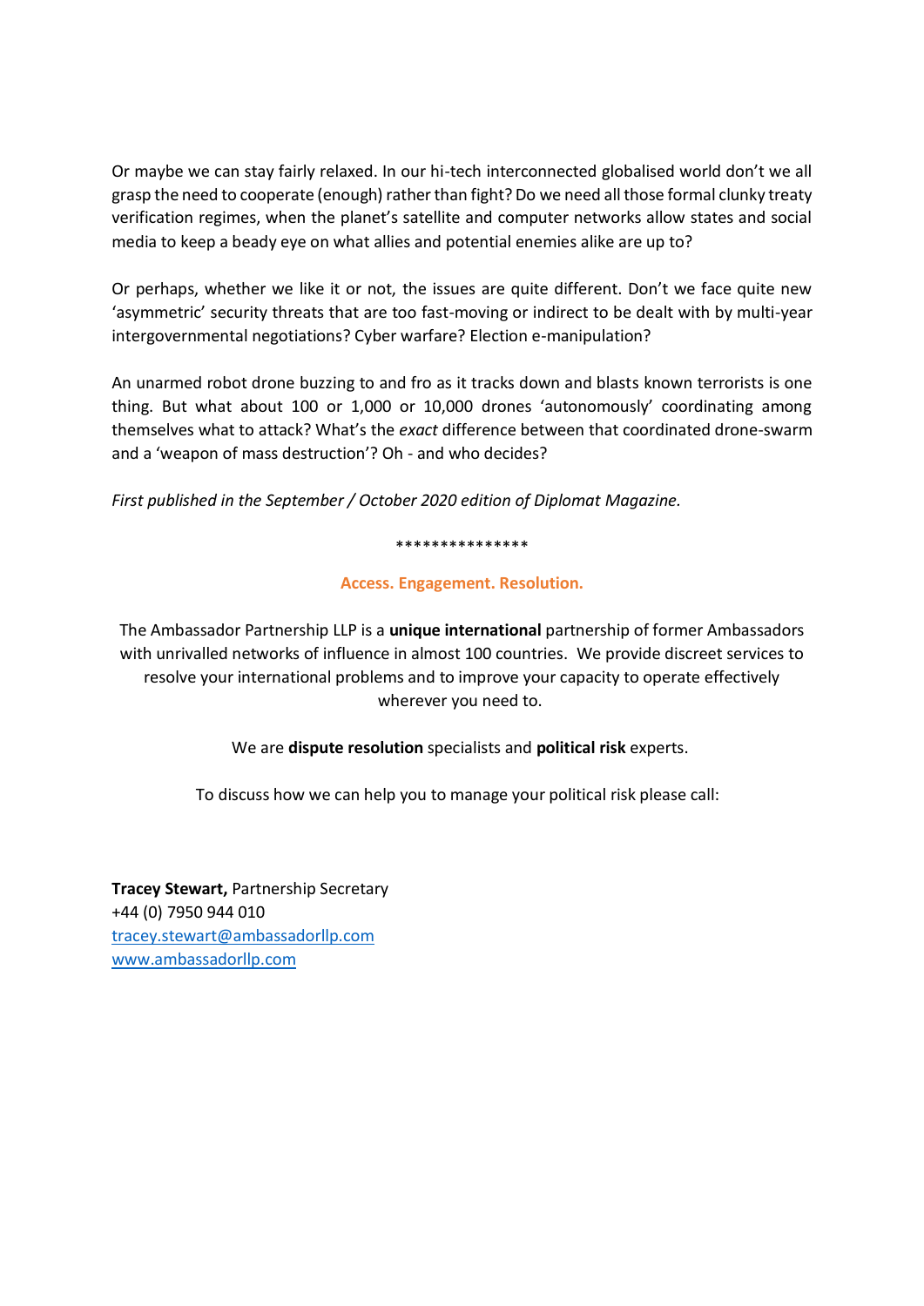Or maybe we can stay fairly relaxed. In our hi-tech interconnected globalised world don't we all grasp the need to cooperate (enough) rather than fight? Do we need all those formal clunky treaty verification regimes, when the planet's satellite and computer networks allow states and social media to keep a beady eye on what allies and potential enemies alike are up to?

Or perhaps, whether we like it or not, the issues are quite different. Don't we face quite new 'asymmetric' security threats that are too fast-moving or indirect to be dealt with by multi-year intergovernmental negotiations? Cyber warfare? Election e-manipulation?

An unarmed robot drone buzzing to and fro as it tracks down and blasts known terrorists is one thing. But what about 100 or 1,000 or 10,000 drones 'autonomously' coordinating among themselves what to attack? What's the *exact* difference between that coordinated drone-swarm and a 'weapon of mass destruction'? Oh - and who decides?

*First published in the September / October 2020 edition of Diplomat Magazine.*

***************

**Access. Engagement. Resolution.**

The Ambassador Partnership LLP is a **unique international** partnership of former Ambassadors with unrivalled networks of influence in almost 100 countries. We provide discreet services to resolve your international problems and to improve your capacity to operate effectively wherever you need to.

We are **dispute resolution** specialists and **political risk** experts.

To discuss how we can help you to manage your political risk please call:

**Tracey Stewart,** Partnership Secretary
+44 (0) 7950 944 010
tracey.stewart@ambassadorllp.com
www.ambassadorllp.com